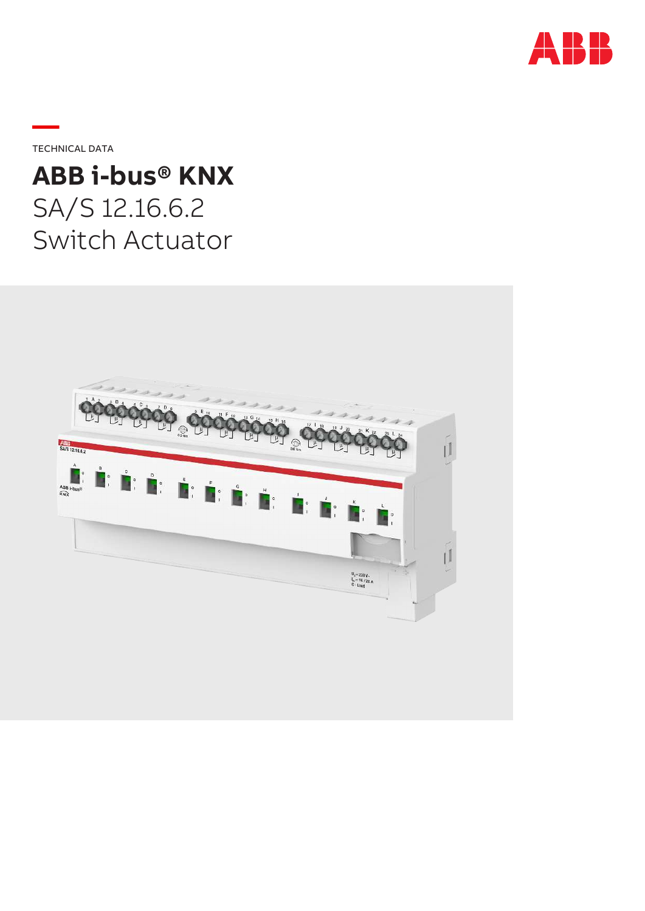TECHNICAL DATA

# ABB i-bus® KNX

SA/S 12.16.6.2
Switch Actuator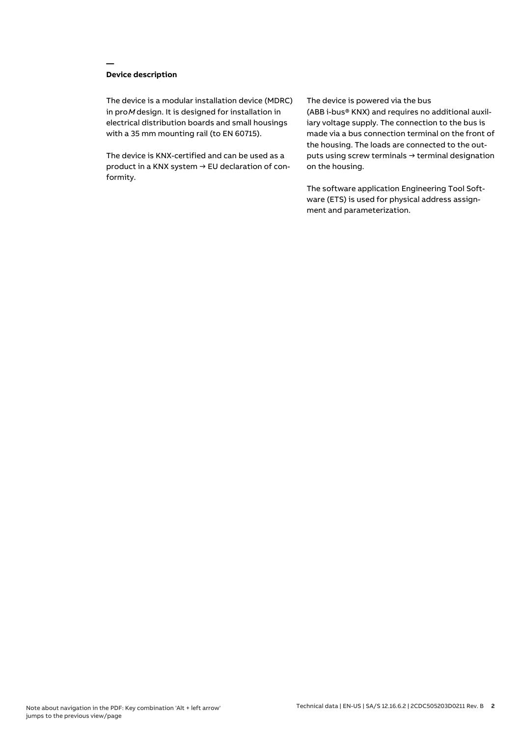## Device description

The device is a modular installation device (MDRC) in pro*M* design. It is designed for installation in electrical distribution boards and small housings with a 35 mm mounting rail (to EN 60715).

The device is KNX-certified and can be used as a product in a KNX system → EU declaration of conformity.

The device is powered via the bus (ABB i-bus® KNX) and requires no additional auxiliary voltage supply. The connection to the bus is made via a bus connection terminal on the front of the housing. The loads are connected to the outputs using screw terminals → terminal designation on the housing.

The software application Engineering Tool Software (ETS) is used for physical address assignment and parameterization.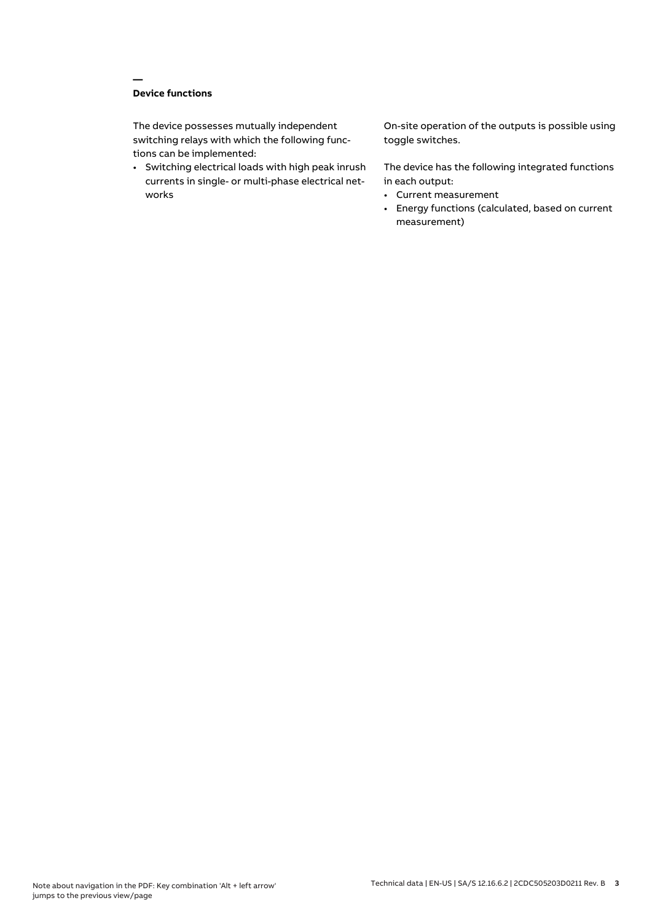## Device functions

The device possesses mutually independent switching relays with which the following functions can be implemented:

- Switching electrical loads with high peak inrush currents in single- or multi-phase electrical networks

On-site operation of the outputs is possible using toggle switches.

The device has the following integrated functions in each output:

- Current measurement
- Energy functions (calculated, based on current measurement)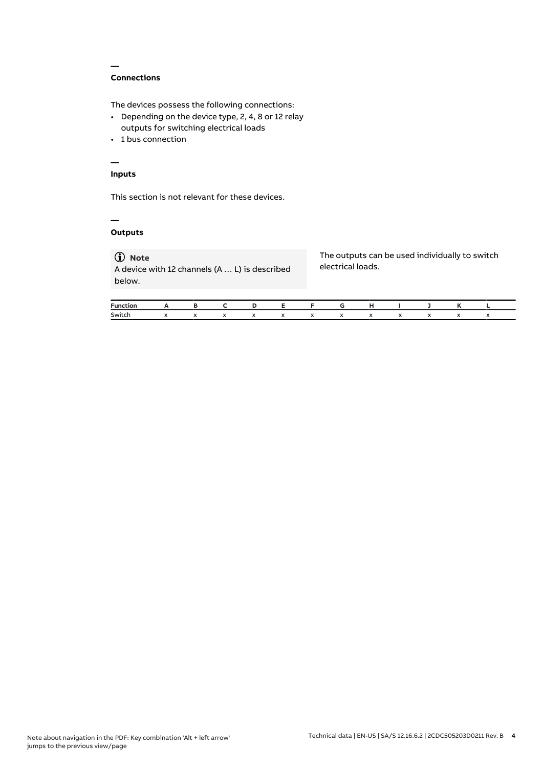## Connections

The devices possess the following connections:

- Depending on the device type, 2, 4, 8 or 12 relay outputs for switching electrical loads
- 1 bus connection

## Inputs

This section is not relevant for these devices.

## Outputs

> **Note**
> A device with 12 channels (A … L) is described below.

The outputs can be used individually to switch electrical loads.

| Function | A | B | C | D | E | F | G | H | I | J | K | L |
|---|---|---|---|---|---|---|---|---|---|---|---|---|
| Switch | x | x | x | x | x | x | x | x | x | x | x | x |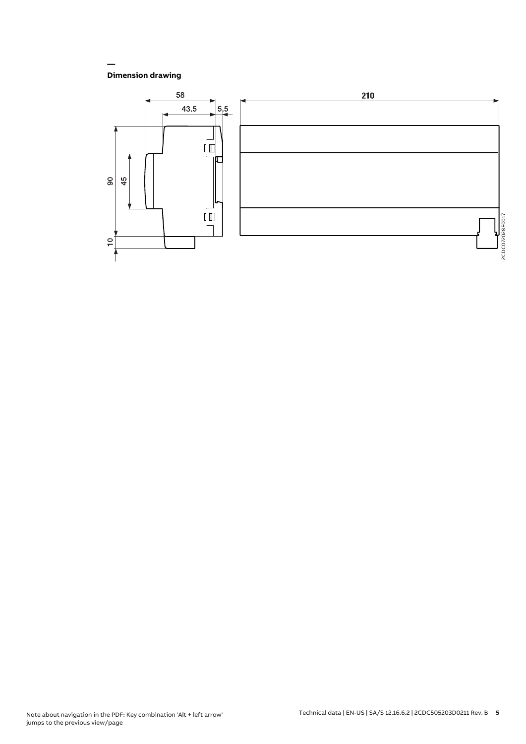—
## Dimension drawing

58

43.5

5.5

210

90

45

10

2CDC072028F0017

Note about navigation in the PDF: Key combination 'Alt + left arrow' jumps to the previous view/page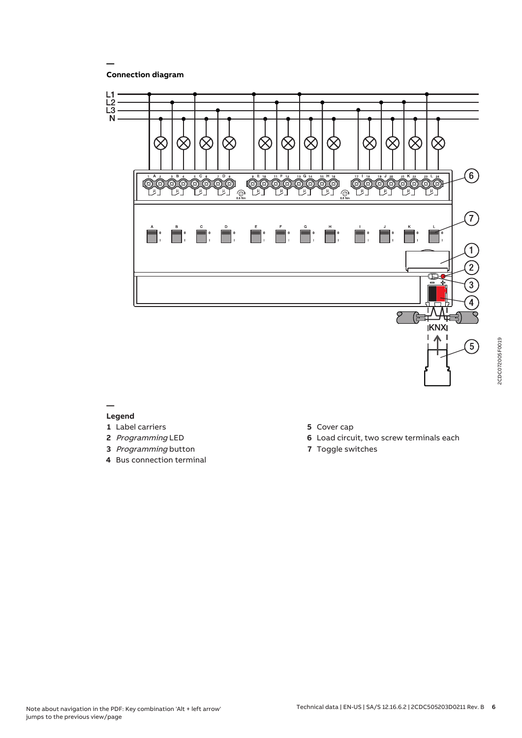## Connection diagram

## Legend

**1** Label carriers

**2** *Programming* LED

**3** *Programming* button

**4** Bus connection terminal

**5** Cover cap

**6** Load circuit, two screw terminals each

**7** Toggle switches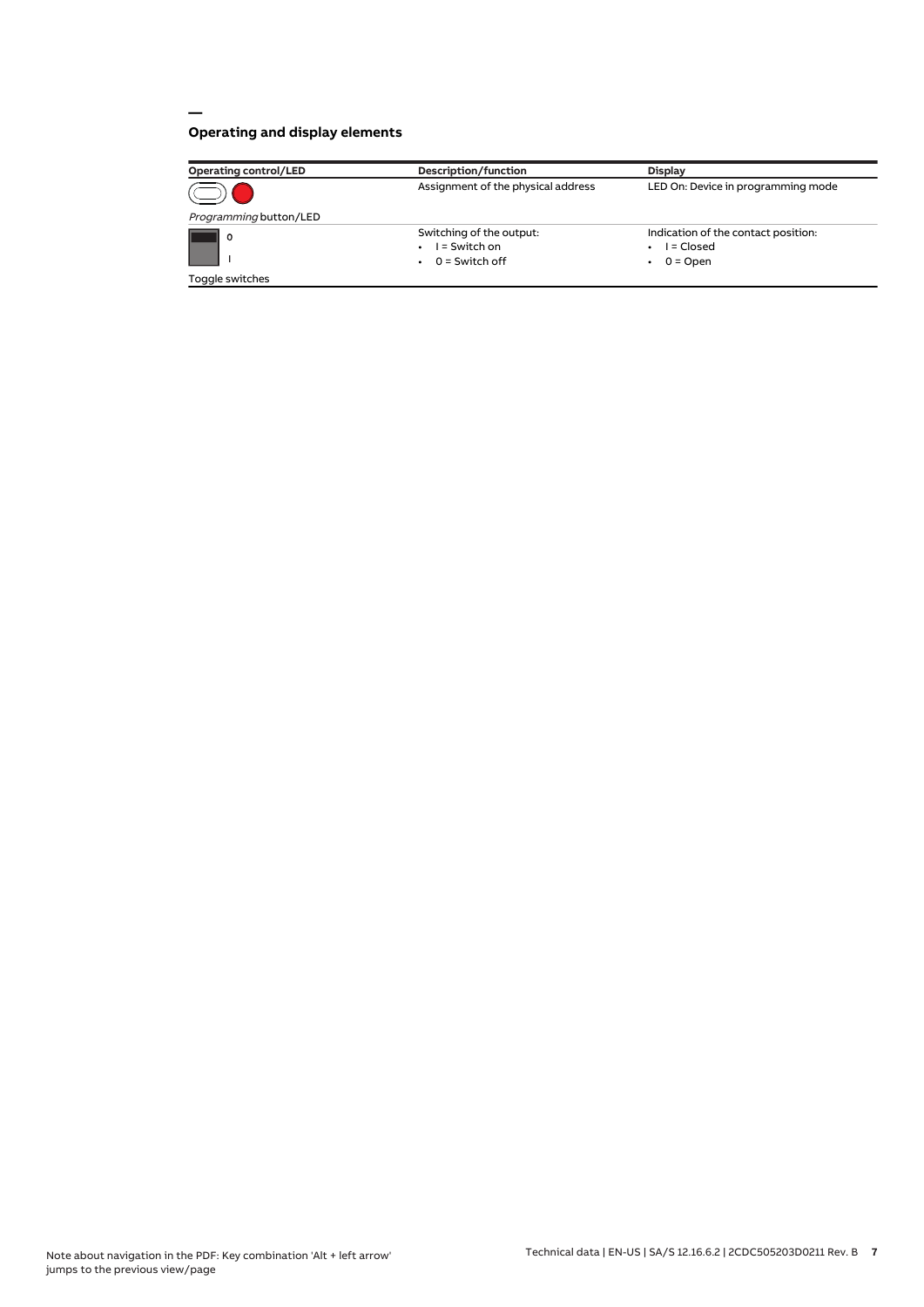## Operating and display elements

| Operating control/LED | Description/function | Display |
| --- | --- | --- |
| *Programming* button/LED | Assignment of the physical address | LED On: Device in programming mode |
| Toggle switches (0 / I) | Switching of the output:<br>• I = Switch on<br>• 0 = Switch off | Indication of the contact position:<br>• I = Closed<br>• 0 = Open |

Note about navigation in the PDF: Key combination 'Alt + left arrow' jumps to the previous view/page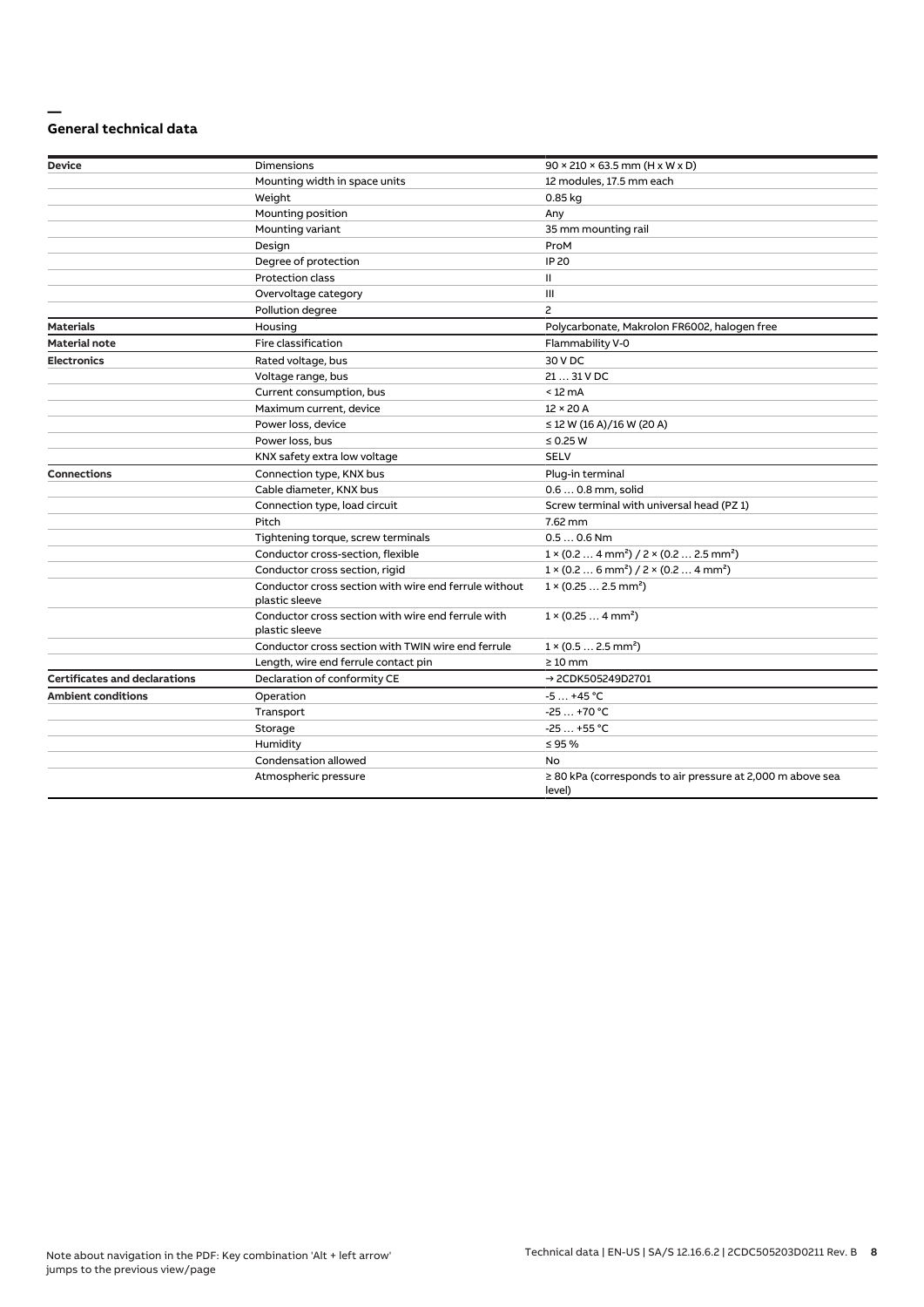## General technical data

| | | |
|---|---|---|
| **Device** | Dimensions | 90 × 210 × 63.5 mm (H x W x D) |
| | Mounting width in space units | 12 modules, 17.5 mm each |
| | Weight | 0.85 kg |
| | Mounting position | Any |
| | Mounting variant | 35 mm mounting rail |
| | Design | ProM |
| | Degree of protection | IP 20 |
| | Protection class | II |
| | Overvoltage category | III |
| | Pollution degree | 2 |
| **Materials** | Housing | Polycarbonate, Makrolon FR6002, halogen free |
| **Material note** | Fire classification | Flammability V-0 |
| **Electronics** | Rated voltage, bus | 30 V DC |
| | Voltage range, bus | 21 … 31 V DC |
| | Current consumption, bus | < 12 mA |
| | Maximum current, device | 12 × 20 A |
| | Power loss, device | ≤ 12 W (16 A)/16 W (20 A) |
| | Power loss, bus | ≤ 0.25 W |
| | KNX safety extra low voltage | SELV |
| **Connections** | Connection type, KNX bus | Plug-in terminal |
| | Cable diameter, KNX bus | 0.6 … 0.8 mm, solid |
| | Connection type, load circuit | Screw terminal with universal head (PZ 1) |
| | Pitch | 7.62 mm |
| | Tightening torque, screw terminals | 0.5 … 0.6 Nm |
| | Conductor cross-section, flexible | 1 × (0.2 … 4 mm²) / 2 × (0.2 … 2.5 mm²) |
| | Conductor cross section, rigid | 1 × (0.2 … 6 mm²) / 2 × (0.2 … 4 mm²) |
| | Conductor cross section with wire end ferrule without plastic sleeve | 1 × (0.25 … 2.5 mm²) |
| | Conductor cross section with wire end ferrule with plastic sleeve | 1 × (0.25 … 4 mm²) |
| | Conductor cross section with TWIN wire end ferrule | 1 × (0.5 … 2.5 mm²) |
| | Length, wire end ferrule contact pin | ≥ 10 mm |
| **Certificates and declarations** | Declaration of conformity CE | → 2CDK505249D2701 |
| **Ambient conditions** | Operation | -5 … +45 °C |
| | Transport | -25 … +70 °C |
| | Storage | -25 … +55 °C |
| | Humidity | ≤ 95 % |
| | Condensation allowed | No |
| | Atmospheric pressure | ≥ 80 kPa (corresponds to air pressure at 2,000 m above sea level) |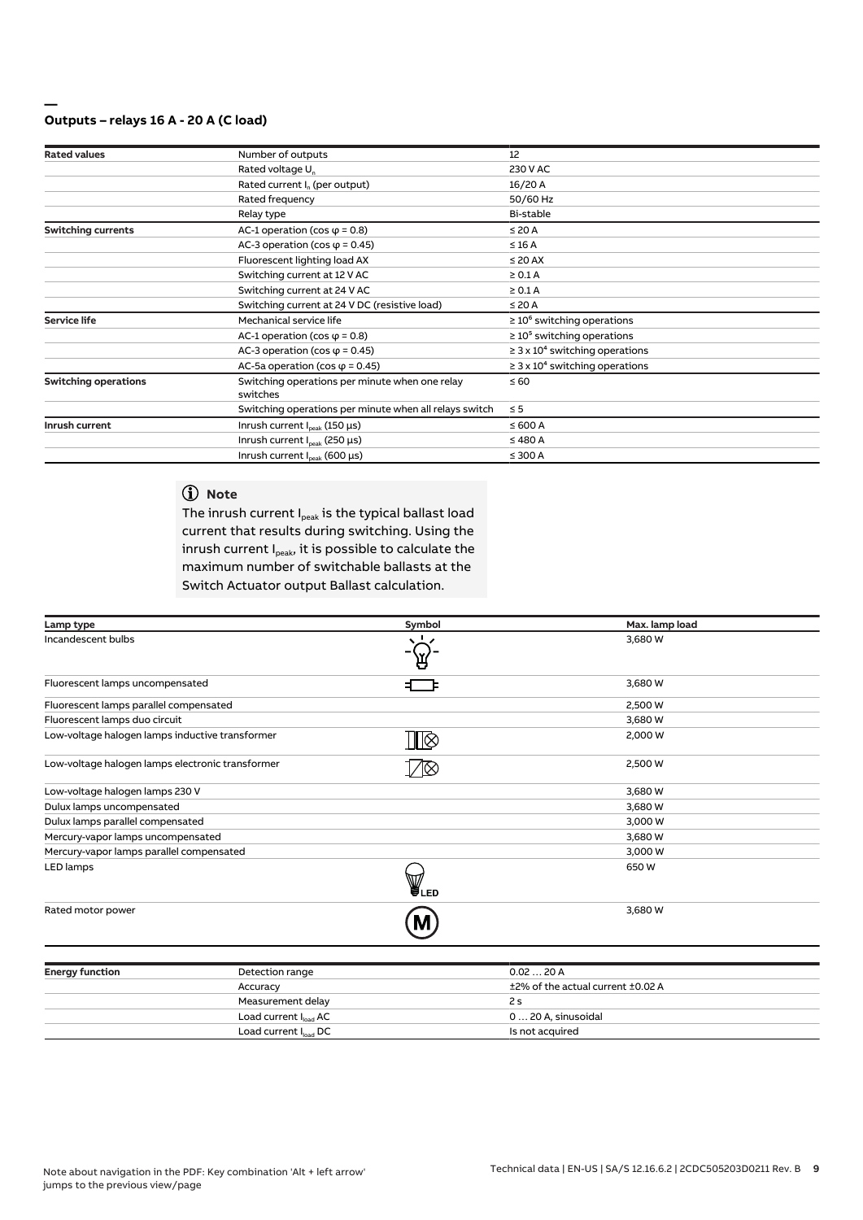## Outputs – relays 16 A - 20 A (C load)

| Rated values | Number of outputs | 12 |
|---|---|---|
| | Rated voltage $U_n$ | 230 V AC |
| | Rated current $I_n$ (per output) | 16/20 A |
| | Rated frequency | 50/60 Hz |
| | Relay type | Bi-stable |
| **Switching currents** | AC-1 operation (cos φ = 0.8) | ≤ 20 A |
| | AC-3 operation (cos φ = 0.45) | ≤ 16 A |
| | Fluorescent lighting load AX | ≤ 20 AX |
| | Switching current at 12 V AC | ≥ 0.1 A |
| | Switching current at 24 V AC | ≥ 0.1 A |
| | Switching current at 24 V DC (resistive load) | ≤ 20 A |
| **Service life** | Mechanical service life | ≥ $10^6$ switching operations |
| | AC-1 operation (cos φ = 0.8) | ≥ $10^5$ switching operations |
| | AC-3 operation (cos φ = 0.45) | ≥ 3 x $10^4$ switching operations |
| | AC-5a operation (cos φ = 0.45) | ≥ 3 x $10^4$ switching operations |
| **Switching operations** | Switching operations per minute when one relay switches | ≤ 60 |
| | Switching operations per minute when all relays switch | ≤ 5 |
| **Inrush current** | Inrush current $I_{peak}$ (150 µs) | ≤ 600 A |
| | Inrush current $I_{peak}$ (250 µs) | ≤ 480 A |
| | Inrush current $I_{peak}$ (600 µs) | ≤ 300 A |

**Note**

The inrush current $I_{peak}$ is the typical ballast load current that results during switching. Using the inrush current $I_{peak}$, it is possible to calculate the maximum number of switchable ballasts at the Switch Actuator output Ballast calculation.

| Lamp type | Symbol | Max. lamp load |
|---|---|---|
| Incandescent bulbs | | 3,680 W |
| Fluorescent lamps uncompensated | | 3,680 W |
| Fluorescent lamps parallel compensated | | 2,500 W |
| Fluorescent lamps duo circuit | | 3,680 W |
| Low-voltage halogen lamps inductive transformer | | 2,000 W |
| Low-voltage halogen lamps electronic transformer | | 2,500 W |
| Low-voltage halogen lamps 230 V | | 3,680 W |
| Dulux lamps uncompensated | | 3,680 W |
| Dulux lamps parallel compensated | | 3,000 W |
| Mercury-vapor lamps uncompensated | | 3,680 W |
| Mercury-vapor lamps parallel compensated | | 3,000 W |
| LED lamps | LED | 650 W |
| Rated motor power | M | 3,680 W |

| Energy function | Detection range | 0.02 … 20 A |
|---|---|---|
| | Accuracy | ±2% of the actual current ±0.02 A |
| | Measurement delay | 2 s |
| | Load current $I_{load}$ AC | 0 … 20 A, sinusoidal |
| | Load current $I_{load}$ DC | Is not acquired |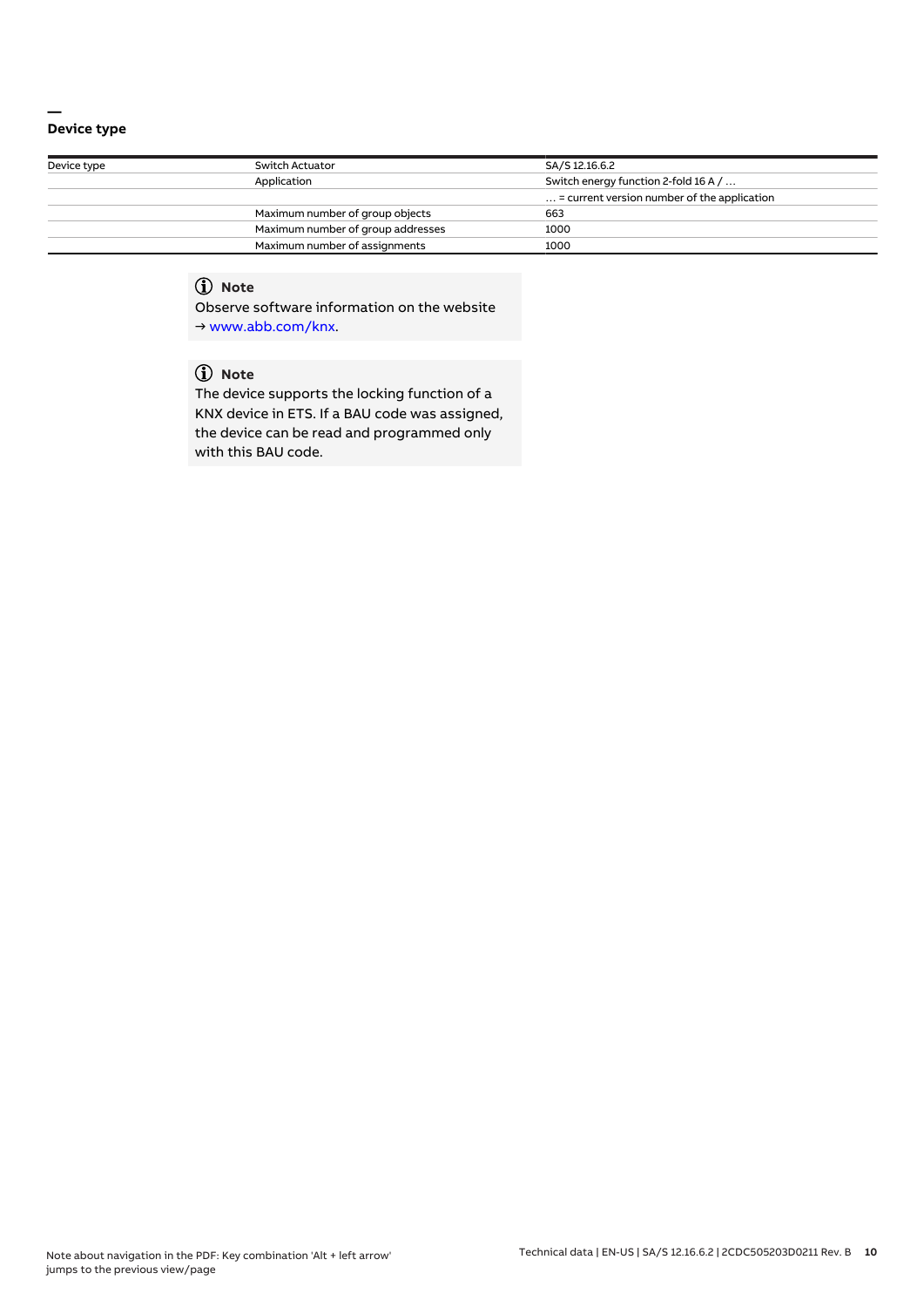## Device type

| Device type | Switch Actuator | SA/S 12.16.6.2 |
| --- | --- | --- |
| | Application | Switch energy function 2-fold 16 A / … |
| | | … = current version number of the application |
| | Maximum number of group objects | 663 |
| | Maximum number of group addresses | 1000 |
| | Maximum number of assignments | 1000 |

**Note**

Observe software information on the website
→ www.abb.com/knx.

**Note**

The device supports the locking function of a KNX device in ETS. If a BAU code was assigned, the device can be read and programmed only with this BAU code.

Note about navigation in the PDF: Key combination 'Alt + left arrow' jumps to the previous view/page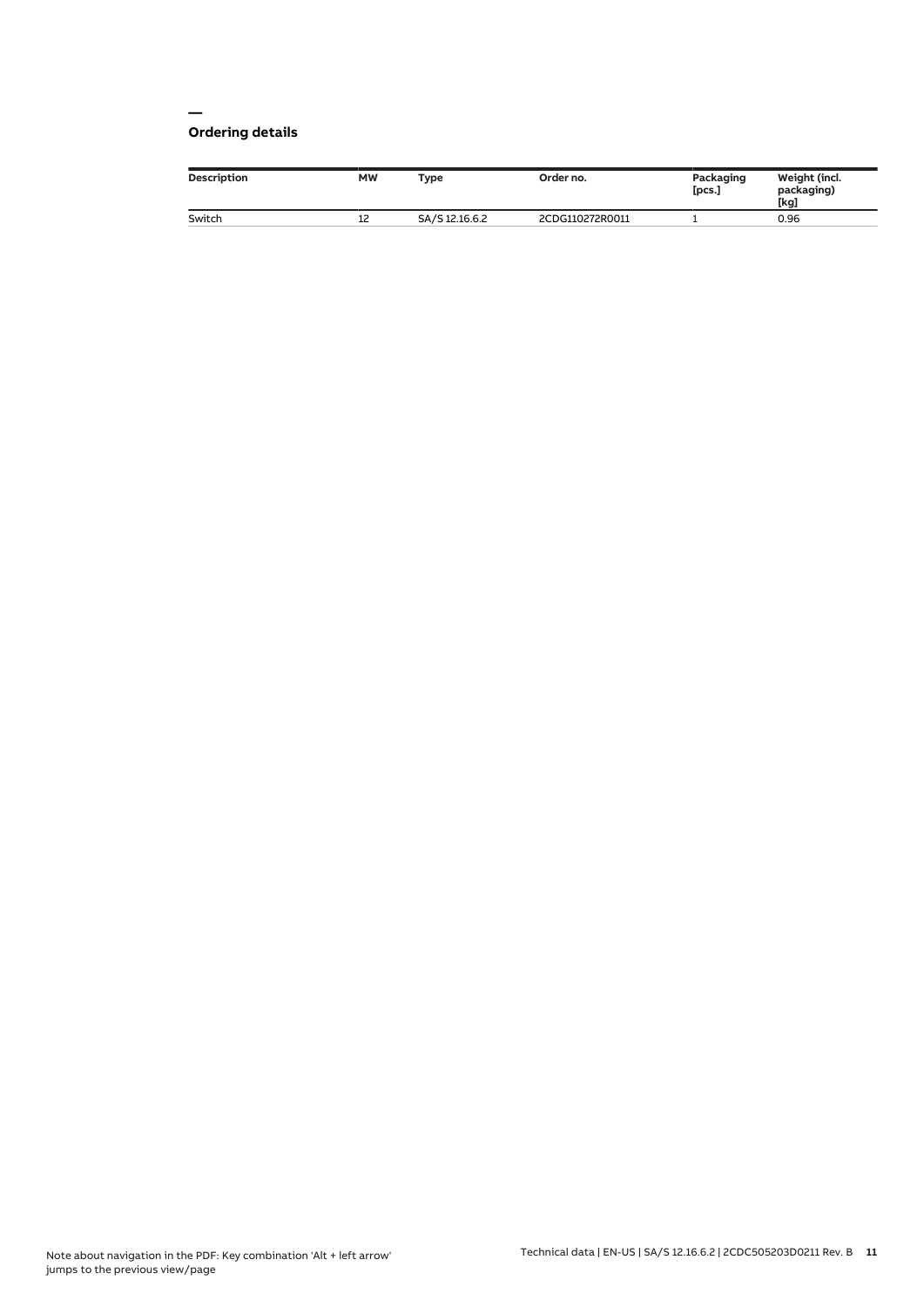## Ordering details

| Description | MW | Type | Order no. | Packaging [pcs.] | Weight (incl. packaging) [kg] |
|---|---|---|---|---|---|
| Switch | 12 | SA/S 12.16.6.2 | 2CDG110272R0011 | 1 | 0.96 |

Note about navigation in the PDF: Key combination 'Alt + left arrow' jumps to the previous view/page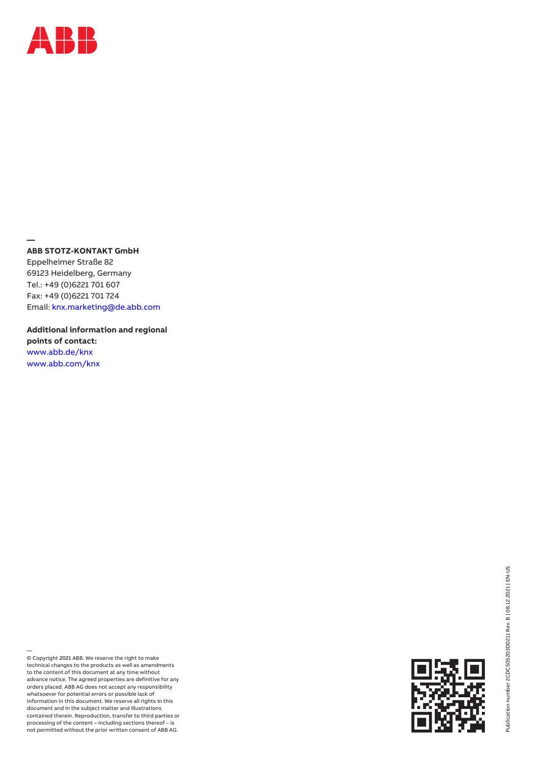—

**ABB STOTZ-KONTAKT GmbH**
Eppelheimer Straße 82
69123 Heidelberg, Germany
Tel.: +49 (0)6221 701 607
Fax: +49 (0)6221 701 724
Email: knx.marketing@de.abb.com

**Additional information and regional points of contact:**
www.abb.de/knx
www.abb.com/knx

—
© Copyright 2021 ABB. We reserve the right to make technical changes to the products as well as amendments to the content of this document at any time without advance notice. The agreed properties are definitive for any orders placed. ABB AG does not accept any responsibility whatsoever for potential errors or possible lack of information in this document. We reserve all rights in this document and in the subject matter and illustrations contained therein. Reproduction, transfer to third parties or processing of the content – including sections thereof – is not permitted without the prior written consent of ABB AG.

Publication number 2CDC505203D0211 Rev. B | 08.12.2021 | EN-US